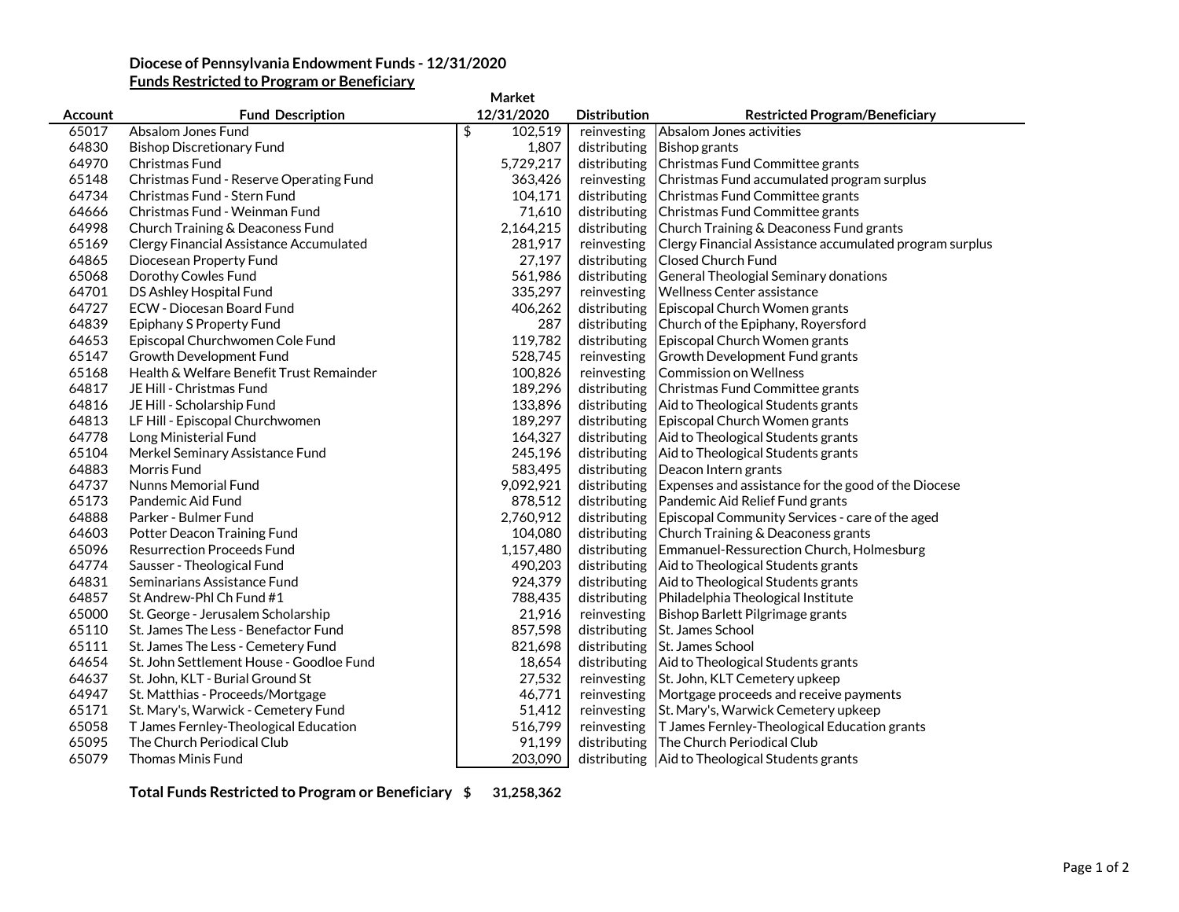**Diocese of Pennsylvania Endowment Funds - 12/31/2020**

**Funds Restricted to Program or Beneficiary**

| Account | Fund Description | Market 12/31/2020 | Distribution | Restricted Program/Beneficiary |
|---|---|---|---|---|
| 65017 | Absalom Jones Fund | $ 102,519 | reinvesting | Absalom Jones activities |
| 64830 | Bishop Discretionary Fund | 1,807 | distributing | Bishop grants |
| 64970 | Christmas Fund | 5,729,217 | distributing | Christmas Fund Committee grants |
| 65148 | Christmas Fund - Reserve Operating Fund | 363,426 | reinvesting | Christmas Fund accumulated program surplus |
| 64734 | Christmas Fund - Stern Fund | 104,171 | distributing | Christmas Fund Committee grants |
| 64666 | Christmas Fund - Weinman Fund | 71,610 | distributing | Christmas Fund Committee grants |
| 64998 | Church Training & Deaconess Fund | 2,164,215 | distributing | Church Training & Deaconess Fund grants |
| 65169 | Clergy Financial Assistance Accumulated | 281,917 | reinvesting | Clergy Financial Assistance accumulated program surplus |
| 64865 | Diocesean Property Fund | 27,197 | distributing | Closed Church Fund |
| 65068 | Dorothy Cowles Fund | 561,986 | distributing | General Theologial Seminary donations |
| 64701 | DS Ashley Hospital Fund | 335,297 | reinvesting | Wellness Center assistance |
| 64727 | ECW - Diocesan Board Fund | 406,262 | distributing | Episcopal Church Women grants |
| 64839 | Epiphany S Property Fund | 287 | distributing | Church of the Epiphany, Royersford |
| 64653 | Episcopal Churchwomen Cole Fund | 119,782 | distributing | Episcopal Church Women grants |
| 65147 | Growth Development Fund | 528,745 | reinvesting | Growth Development Fund grants |
| 65168 | Health & Welfare Benefit Trust Remainder | 100,826 | reinvesting | Commission on Wellness |
| 64817 | JE Hill - Christmas Fund | 189,296 | distributing | Christmas Fund Committee grants |
| 64816 | JE Hill - Scholarship Fund | 133,896 | distributing | Aid to Theological Students grants |
| 64813 | LF Hill - Episcopal Churchwomen | 189,297 | distributing | Episcopal Church Women grants |
| 64778 | Long Ministerial Fund | 164,327 | distributing | Aid to Theological Students grants |
| 65104 | Merkel Seminary Assistance Fund | 245,196 | distributing | Aid to Theological Students grants |
| 64883 | Morris Fund | 583,495 | distributing | Deacon Intern grants |
| 64737 | Nunns Memorial Fund | 9,092,921 | distributing | Expenses and assistance for the good of the Diocese |
| 65173 | Pandemic Aid Fund | 878,512 | distributing | Pandemic Aid Relief Fund grants |
| 64888 | Parker - Bulmer Fund | 2,760,912 | distributing | Episcopal Community Services - care of the aged |
| 64603 | Potter Deacon Training Fund | 104,080 | distributing | Church Training & Deaconess grants |
| 65096 | Resurrection Proceeds Fund | 1,157,480 | distributing | Emmanuel-Ressurection Church, Holmesburg |
| 64774 | Sausser - Theological Fund | 490,203 | distributing | Aid to Theological Students grants |
| 64831 | Seminarians Assistance Fund | 924,379 | distributing | Aid to Theological Students grants |
| 64857 | St Andrew-Phl Ch Fund #1 | 788,435 | distributing | Philadelphia Theological Institute |
| 65000 | St. George - Jerusalem Scholarship | 21,916 | reinvesting | Bishop Barlett Pilgrimage grants |
| 65110 | St. James The Less - Benefactor Fund | 857,598 | distributing | St. James School |
| 65111 | St. James The Less - Cemetery Fund | 821,698 | distributing | St. James School |
| 64654 | St. John Settlement House - Goodloe Fund | 18,654 | distributing | Aid to Theological Students grants |
| 64637 | St. John, KLT - Burial Ground St | 27,532 | reinvesting | St. John, KLT Cemetery upkeep |
| 64947 | St. Matthias - Proceeds/Mortgage | 46,771 | reinvesting | Mortgage proceeds and receive payments |
| 65171 | St. Mary's, Warwick - Cemetery Fund | 51,412 | reinvesting | St. Mary's, Warwick Cemetery upkeep |
| 65058 | T James Fernley-Theological Education | 516,799 | reinvesting | T James Fernley-Theological Education grants |
| 65095 | The Church Periodical Club | 91,199 | distributing | The Church Periodical Club |
| 65079 | Thomas Minis Fund | 203,090 | distributing | Aid to Theological Students grants |
| | **Total Funds Restricted to Program or Beneficiary** | **$ 31,258,362** | | |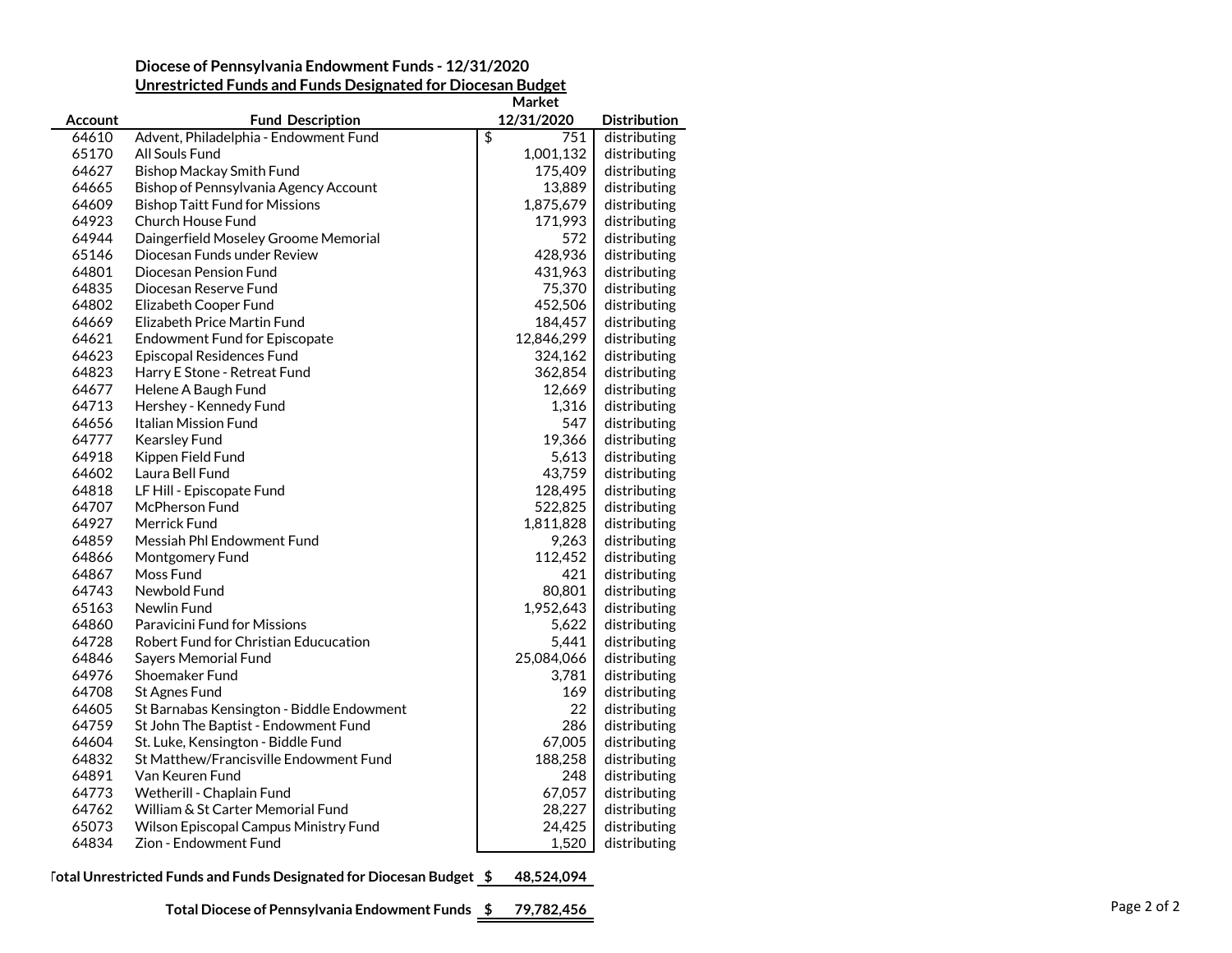**Diocese of Pennsylvania Endowment Funds - 12/31/2020**

**Unrestricted Funds and Funds Designated for Diocesan Budget**

| Account | Fund Description | Market 12/31/2020 | Distribution |
|---|---|---|---|
| 64610 | Advent, Philadelphia - Endowment Fund | $ 751 | distributing |
| 65170 | All Souls Fund | 1,001,132 | distributing |
| 64627 | Bishop Mackay Smith Fund | 175,409 | distributing |
| 64665 | Bishop of Pennsylvania Agency Account | 13,889 | distributing |
| 64609 | Bishop Taitt Fund for Missions | 1,875,679 | distributing |
| 64923 | Church House Fund | 171,993 | distributing |
| 64944 | Daingerfield Moseley Groome Memorial | 572 | distributing |
| 65146 | Diocesan Funds under Review | 428,936 | distributing |
| 64801 | Diocesan Pension Fund | 431,963 | distributing |
| 64835 | Diocesan Reserve Fund | 75,370 | distributing |
| 64802 | Elizabeth Cooper Fund | 452,506 | distributing |
| 64669 | Elizabeth Price Martin Fund | 184,457 | distributing |
| 64621 | Endowment Fund for Episcopate | 12,846,299 | distributing |
| 64623 | Episcopal Residences Fund | 324,162 | distributing |
| 64823 | Harry E Stone - Retreat Fund | 362,854 | distributing |
| 64677 | Helene A Baugh Fund | 12,669 | distributing |
| 64713 | Hershey - Kennedy Fund | 1,316 | distributing |
| 64656 | Italian Mission Fund | 547 | distributing |
| 64777 | Kearsley Fund | 19,366 | distributing |
| 64918 | Kippen Field Fund | 5,613 | distributing |
| 64602 | Laura Bell Fund | 43,759 | distributing |
| 64818 | LF Hill - Episcopate Fund | 128,495 | distributing |
| 64707 | McPherson Fund | 522,825 | distributing |
| 64927 | Merrick Fund | 1,811,828 | distributing |
| 64859 | Messiah Phl Endowment Fund | 9,263 | distributing |
| 64866 | Montgomery Fund | 112,452 | distributing |
| 64867 | Moss Fund | 421 | distributing |
| 64743 | Newbold Fund | 80,801 | distributing |
| 65163 | Newlin Fund | 1,952,643 | distributing |
| 64860 | Paravicini Fund for Missions | 5,622 | distributing |
| 64728 | Robert Fund for Christian Educucation | 5,441 | distributing |
| 64846 | Sayers Memorial Fund | 25,084,066 | distributing |
| 64976 | Shoemaker Fund | 3,781 | distributing |
| 64708 | St Agnes Fund | 169 | distributing |
| 64605 | St Barnabas Kensington - Biddle Endowment | 22 | distributing |
| 64759 | St John The Baptist - Endowment Fund | 286 | distributing |
| 64604 | St. Luke, Kensington - Biddle Fund | 67,005 | distributing |
| 64832 | St Matthew/Francisville Endowment Fund | 188,258 | distributing |
| 64891 | Van Keuren Fund | 248 | distributing |
| 64773 | Wetherill - Chaplain Fund | 67,057 | distributing |
| 64762 | William & St Carter Memorial Fund | 28,227 | distributing |
| 65073 | Wilson Episcopal Campus Ministry Fund | 24,425 | distributing |
| 64834 | Zion - Endowment Fund | 1,520 | distributing |
| | **Total Unrestricted Funds and Funds Designated for Diocesan Budget** | **$ 48,524,094** | |
| | **Total Diocese of Pennsylvania Endowment Funds** | **$ 79,782,456** | |